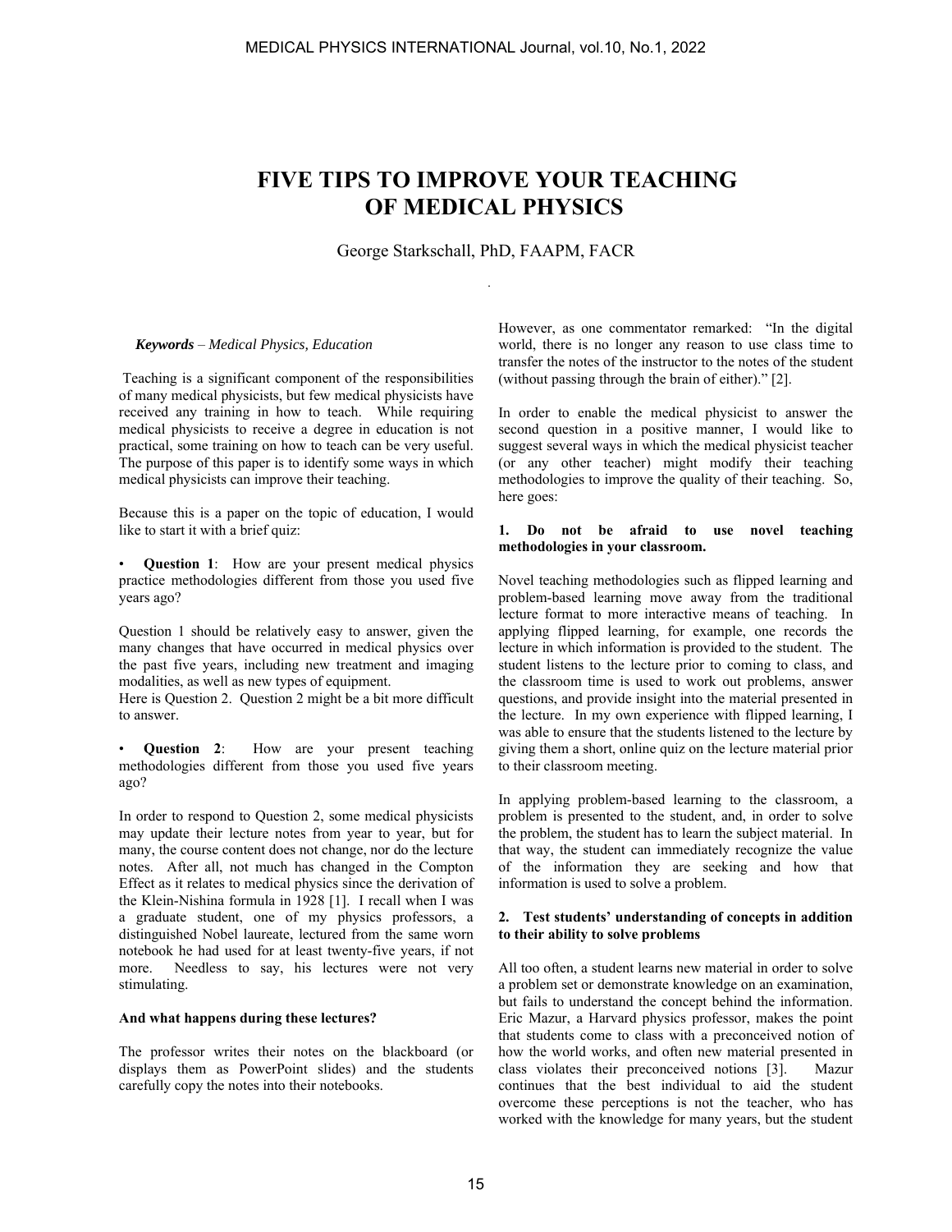# FIVE TIPS TO IMPROVE YOUR TEACHING OF MEDICAL PHYSICS

George Starkschall, PhD, FAAPM, FACR

*Keywords* – *Medical Physics, Education*

Teaching is a significant component of the responsibilities of many medical physicists, but few medical physicists have received any training in how to teach. While requiring medical physicists to receive a degree in education is not practical, some training on how to teach can be very useful. The purpose of this paper is to identify some ways in which medical physicists can improve their teaching.

Because this is a paper on the topic of education, I would like to start it with a brief quiz:

- **Question 1**: How are your present medical physics practice methodologies different from those you used five years ago?

Question 1 should be relatively easy to answer, given the many changes that have occurred in medical physics over the past five years, including new treatment and imaging modalities, as well as new types of equipment.

Here is Question 2. Question 2 might be a bit more difficult to answer.

- **Question 2**: How are your present teaching methodologies different from those you used five years ago?

In order to respond to Question 2, some medical physicists may update their lecture notes from year to year, but for many, the course content does not change, nor do the lecture notes. After all, not much has changed in the Compton Effect as it relates to medical physics since the derivation of the Klein-Nishina formula in 1928 [1]. I recall when I was a graduate student, one of my physics professors, a distinguished Nobel laureate, lectured from the same worn notebook he had used for at least twenty-five years, if not more. Needless to say, his lectures were not very stimulating.

**And what happens during these lectures?**

The professor writes their notes on the blackboard (or displays them as PowerPoint slides) and the students carefully copy the notes into their notebooks.

However, as one commentator remarked: "In the digital world, there is no longer any reason to use class time to transfer the notes of the instructor to the notes of the student (without passing through the brain of either)." [2].

In order to enable the medical physicist to answer the second question in a positive manner, I would like to suggest several ways in which the medical physicist teacher (or any other teacher) might modify their teaching methodologies to improve the quality of their teaching. So, here goes:

### 1. Do not be afraid to use novel teaching methodologies in your classroom.

Novel teaching methodologies such as flipped learning and problem-based learning move away from the traditional lecture format to more interactive means of teaching. In applying flipped learning, for example, one records the lecture in which information is provided to the student. The student listens to the lecture prior to coming to class, and the classroom time is used to work out problems, answer questions, and provide insight into the material presented in the lecture. In my own experience with flipped learning, I was able to ensure that the students listened to the lecture by giving them a short, online quiz on the lecture material prior to their classroom meeting.

In applying problem-based learning to the classroom, a problem is presented to the student, and, in order to solve the problem, the student has to learn the subject material. In that way, the student can immediately recognize the value of the information they are seeking and how that information is used to solve a problem.

### 2. Test students' understanding of concepts in addition to their ability to solve problems

All too often, a student learns new material in order to solve a problem set or demonstrate knowledge on an examination, but fails to understand the concept behind the information. Eric Mazur, a Harvard physics professor, makes the point that students come to class with a preconceived notion of how the world works, and often new material presented in class violates their preconceived notions [3]. Mazur continues that the best individual to aid the student overcome these perceptions is not the teacher, who has worked with the knowledge for many years, but the student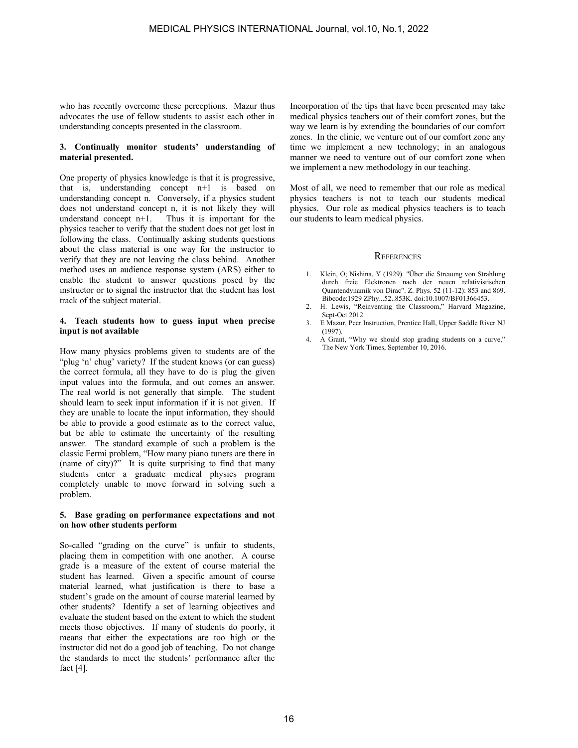who has recently overcome these perceptions. Mazur thus advocates the use of fellow students to assist each other in understanding concepts presented in the classroom.

#### 3. Continually monitor students' understanding of material presented.

One property of physics knowledge is that it is progressive, that is, understanding concept n+1 is based on understanding concept n. Conversely, if a physics student does not understand concept n, it is not likely they will understand concept n+1. Thus it is important for the physics teacher to verify that the student does not get lost in following the class. Continually asking students questions about the class material is one way for the instructor to verify that they are not leaving the class behind. Another method uses an audience response system (ARS) either to enable the student to answer questions posed by the instructor or to signal the instructor that the student has lost track of the subject material.

#### 4. Teach students how to guess input when precise input is not available

How many physics problems given to students are of the "plug 'n' chug' variety? If the student knows (or can guess) the correct formula, all they have to do is plug the given input values into the formula, and out comes an answer. The real world is not generally that simple. The student should learn to seek input information if it is not given. If they are unable to locate the input information, they should be able to provide a good estimate as to the correct value, but be able to estimate the uncertainty of the resulting answer. The standard example of such a problem is the classic Fermi problem, "How many piano tuners are there in (name of city)?" It is quite surprising to find that many students enter a graduate medical physics program completely unable to move forward in solving such a problem.

#### 5. Base grading on performance expectations and not on how other students perform

So-called "grading on the curve" is unfair to students, placing them in competition with one another. A course grade is a measure of the extent of course material the student has learned. Given a specific amount of course material learned, what justification is there to base a student's grade on the amount of course material learned by other students? Identify a set of learning objectives and evaluate the student based on the extent to which the student meets those objectives. If many of students do poorly, it means that either the expectations are too high or the instructor did not do a good job of teaching. Do not change the standards to meet the students' performance after the fact [4].

Incorporation of the tips that have been presented may take medical physics teachers out of their comfort zones, but the way we learn is by extending the boundaries of our comfort zones. In the clinic, we venture out of our comfort zone any time we implement a new technology; in an analogous manner we need to venture out of our comfort zone when we implement a new methodology in our teaching.

Most of all, we need to remember that our role as medical physics teachers is not to teach our students medical physics. Our role as medical physics teachers is to teach our students to learn medical physics.

## References

1. Klein, O; Nishina, Y (1929). "Über die Streuung von Strahlung durch freie Elektronen nach der neuen relativistischen Quantendynamik von Dirac". Z. Phys. 52 (11-12): 853 and 869. Bibcode:1929 ZPhy...52..853K. doi:10.1007/BF01366453.
2. H. Lewis, "Reinventing the Classroom," Harvard Magazine, Sept-Oct 2012
3. E Mazur, Peer Instruction, Prentice Hall, Upper Saddle River NJ (1997).
4. A Grant, "Why we should stop grading students on a curve," The New York Times, September 10, 2016.